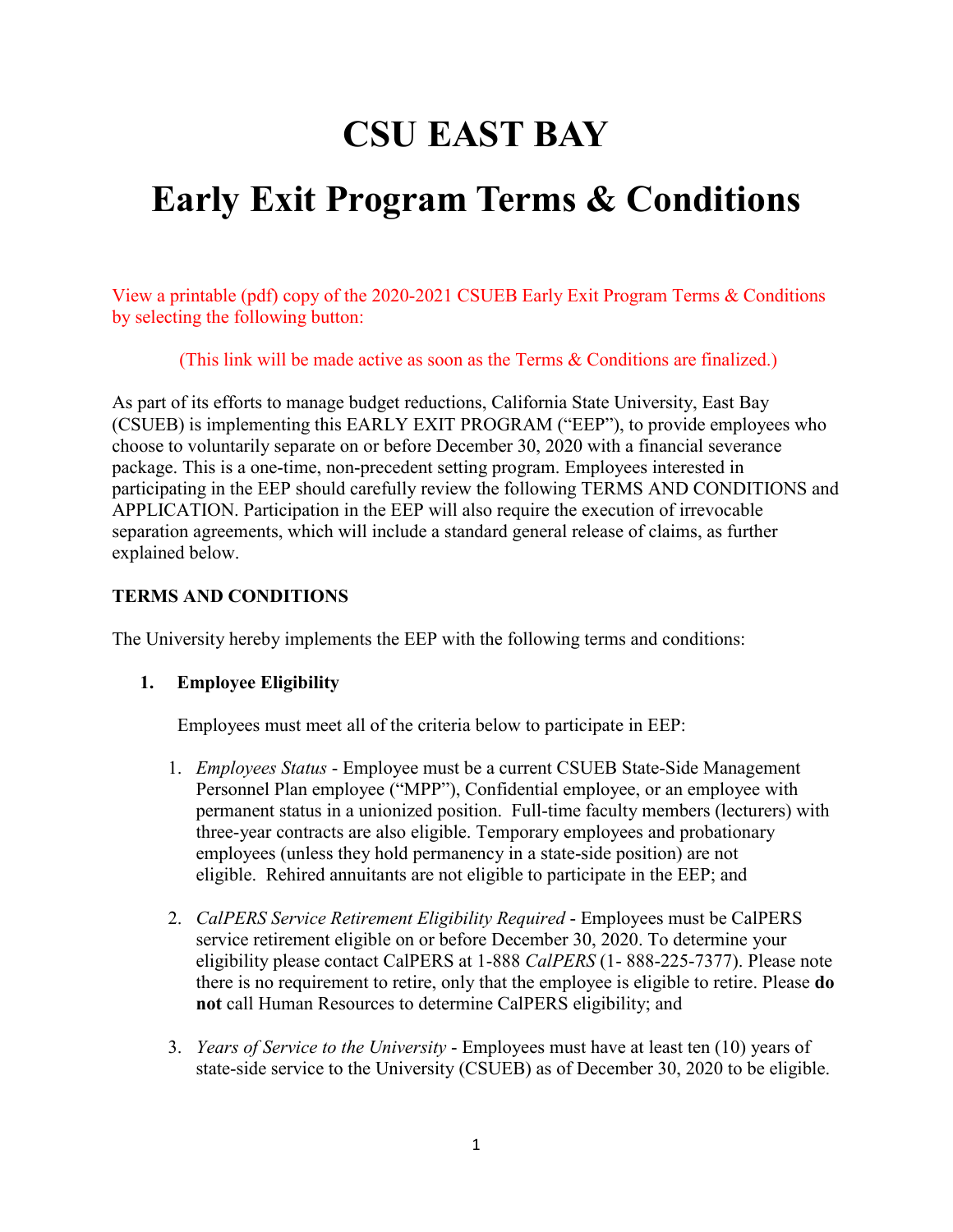# CSU EAST BAY

# Early Exit Program Terms & Conditions

View a printable (pdf) copy of the 2020-2021 CSUEB Early Exit Program Terms & Conditions by selecting the following button:

(This link will be made active as soon as the Terms & Conditions are finalized.)

As part of its efforts to manage budget reductions, California State University, East Bay (CSUEB) is implementing this EARLY EXIT PROGRAM ("EEP"), to provide employees who choose to voluntarily separate on or before December 30, 2020 with a financial severance package. This is a one-time, non-precedent setting program. Employees interested in participating in the EEP should carefully review the following TERMS AND CONDITIONS and APPLICATION. Participation in the EEP will also require the execution of irrevocable separation agreements, which will include a standard general release of claims, as further explained below.

**TERMS AND CONDITIONS**

The University hereby implements the EEP with the following terms and conditions:

1. **Employee Eligibility**

   Employees must meet all of the criteria below to participate in EEP:

   1. *Employees Status* - Employee must be a current CSUEB State-Side Management Personnel Plan employee ("MPP"), Confidential employee, or an employee with permanent status in a unionized position. Full-time faculty members (lecturers) with three-year contracts are also eligible. Temporary employees and probationary employees (unless they hold permanency in a state-side position) are not eligible. Rehired annuitants are not eligible to participate in the EEP; and

   2. *CalPERS Service Retirement Eligibility Required* - Employees must be CalPERS service retirement eligible on or before December 30, 2020. To determine your eligibility please contact CalPERS at 1-888 *CalPERS* (1- 888-225-7377). Please note there is no requirement to retire, only that the employee is eligible to retire. Please **do not** call Human Resources to determine CalPERS eligibility; and

   3. *Years of Service to the University* - Employees must have at least ten (10) years of state-side service to the University (CSUEB) as of December 30, 2020 to be eligible.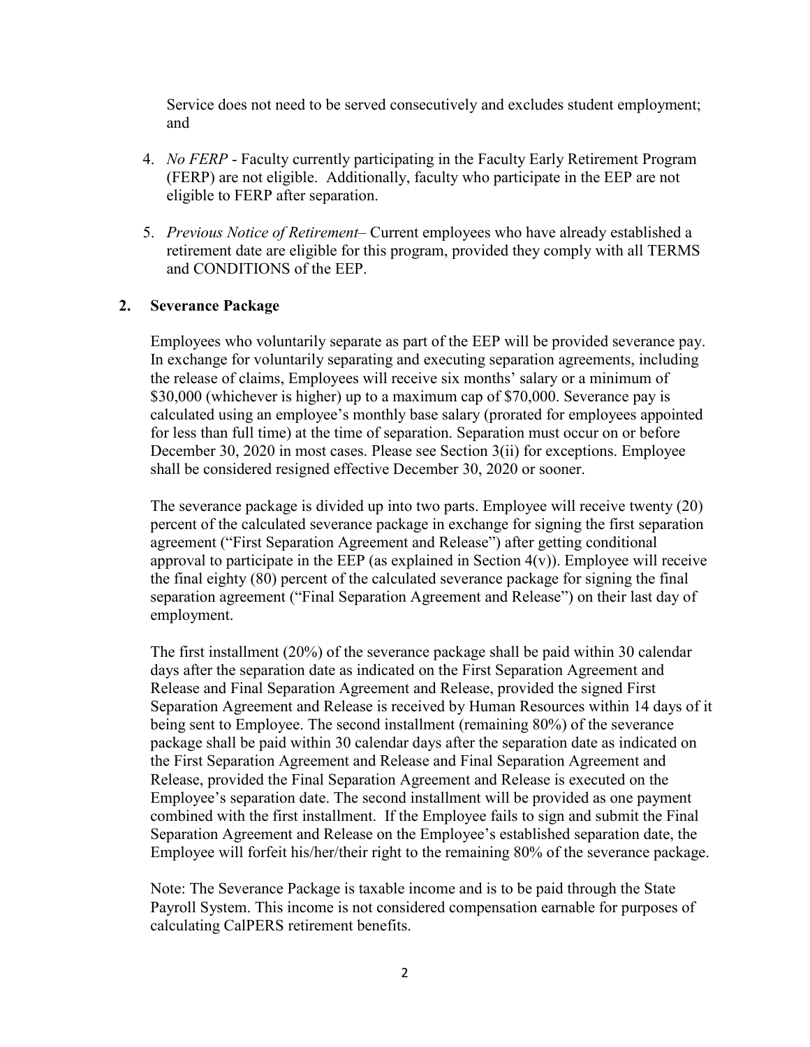Service does not need to be served consecutively and excludes student employment; and

4. *No FERP* - Faculty currently participating in the Faculty Early Retirement Program (FERP) are not eligible. Additionally, faculty who participate in the EEP are not eligible to FERP after separation.

5. *Previous Notice of Retirement*– Current employees who have already established a retirement date are eligible for this program, provided they comply with all TERMS and CONDITIONS of the EEP.

## 2. Severance Package

Employees who voluntarily separate as part of the EEP will be provided severance pay. In exchange for voluntarily separating and executing separation agreements, including the release of claims, Employees will receive six months' salary or a minimum of $30,000 (whichever is higher) up to a maximum cap of $70,000. Severance pay is calculated using an employee's monthly base salary (prorated for employees appointed for less than full time) at the time of separation. Separation must occur on or before December 30, 2020 in most cases. Please see Section 3(ii) for exceptions. Employee shall be considered resigned effective December 30, 2020 or sooner.

The severance package is divided up into two parts. Employee will receive twenty (20) percent of the calculated severance package in exchange for signing the first separation agreement ("First Separation Agreement and Release") after getting conditional approval to participate in the EEP (as explained in Section 4(v)). Employee will receive the final eighty (80) percent of the calculated severance package for signing the final separation agreement ("Final Separation Agreement and Release") on their last day of employment.

The first installment (20%) of the severance package shall be paid within 30 calendar days after the separation date as indicated on the First Separation Agreement and Release and Final Separation Agreement and Release, provided the signed First Separation Agreement and Release is received by Human Resources within 14 days of it being sent to Employee. The second installment (remaining 80%) of the severance package shall be paid within 30 calendar days after the separation date as indicated on the First Separation Agreement and Release and Final Separation Agreement and Release, provided the Final Separation Agreement and Release is executed on the Employee's separation date. The second installment will be provided as one payment combined with the first installment. If the Employee fails to sign and submit the Final Separation Agreement and Release on the Employee's established separation date, the Employee will forfeit his/her/their right to the remaining 80% of the severance package.

Note: The Severance Package is taxable income and is to be paid through the State Payroll System. This income is not considered compensation earnable for purposes of calculating CalPERS retirement benefits.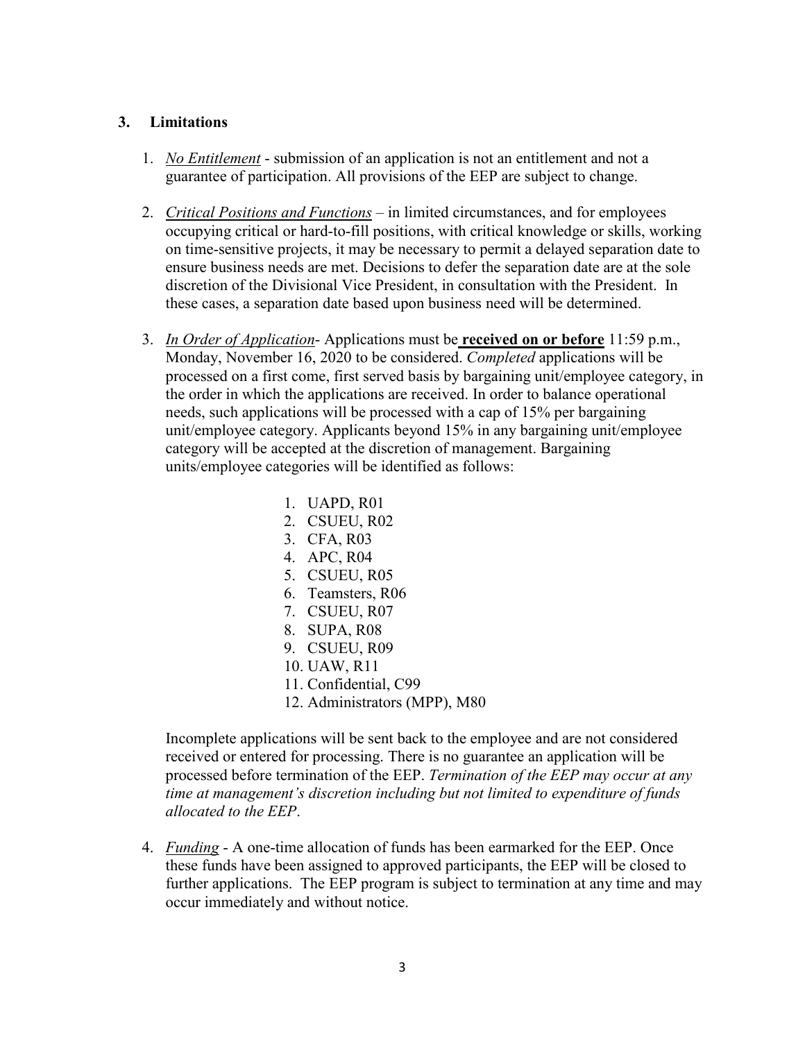## 3. Limitations

1. *No Entitlement* - submission of an application is not an entitlement and not a guarantee of participation. All provisions of the EEP are subject to change.

2. *Critical Positions and Functions* – in limited circumstances, and for employees occupying critical or hard-to-fill positions, with critical knowledge or skills, working on time-sensitive projects, it may be necessary to permit a delayed separation date to ensure business needs are met. Decisions to defer the separation date are at the sole discretion of the Divisional Vice President, in consultation with the President. In these cases, a separation date based upon business need will be determined.

3. *In Order of Application*- Applications must be **received on or before** 11:59 p.m., Monday, November 16, 2020 to be considered. *Completed* applications will be processed on a first come, first served basis by bargaining unit/employee category, in the order in which the applications are received. In order to balance operational needs, such applications will be processed with a cap of 15% per bargaining unit/employee category. Applicants beyond 15% in any bargaining unit/employee category will be accepted at the discretion of management. Bargaining units/employee categories will be identified as follows:

    1. UAPD, R01
    2. CSUEU, R02
    3. CFA, R03
    4. APC, R04
    5. CSUEU, R05
    6. Teamsters, R06
    7. CSUEU, R07
    8. SUPA, R08
    9. CSUEU, R09
    10. UAW, R11
    11. Confidential, C99
    12. Administrators (MPP), M80

    Incomplete applications will be sent back to the employee and are not considered received or entered for processing. There is no guarantee an application will be processed before termination of the EEP. *Termination of the EEP may occur at any time at management's discretion including but not limited to expenditure of funds allocated to the EEP*.

4. *Funding* - A one-time allocation of funds has been earmarked for the EEP. Once these funds have been assigned to approved participants, the EEP will be closed to further applications. The EEP program is subject to termination at any time and may occur immediately and without notice.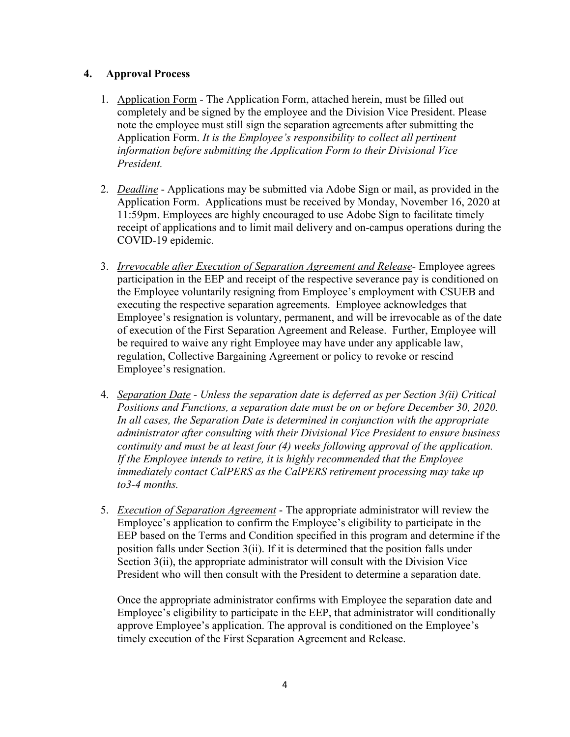## 4. Approval Process

1. Application Form - The Application Form, attached herein, must be filled out completely and be signed by the employee and the Division Vice President. Please note the employee must still sign the separation agreements after submitting the Application Form. *It is the Employee's responsibility to collect all pertinent information before submitting the Application Form to their Divisional Vice President.*

2. *Deadline* - Applications may be submitted via Adobe Sign or mail, as provided in the Application Form. Applications must be received by Monday, November 16, 2020 at 11:59pm. Employees are highly encouraged to use Adobe Sign to facilitate timely receipt of applications and to limit mail delivery and on-campus operations during the COVID-19 epidemic.

3. *Irrevocable after Execution of Separation Agreement and Release*- Employee agrees participation in the EEP and receipt of the respective severance pay is conditioned on the Employee voluntarily resigning from Employee's employment with CSUEB and executing the respective separation agreements. Employee acknowledges that Employee's resignation is voluntary, permanent, and will be irrevocable as of the date of execution of the First Separation Agreement and Release. Further, Employee will be required to waive any right Employee may have under any applicable law, regulation, Collective Bargaining Agreement or policy to revoke or rescind Employee's resignation.

4. *Separation Date - Unless the separation date is deferred as per Section 3(ii) Critical Positions and Functions, a separation date must be on or before December 30, 2020. In all cases, the Separation Date is determined in conjunction with the appropriate administrator after consulting with their Divisional Vice President to ensure business continuity and must be at least four (4) weeks following approval of the application. If the Employee intends to retire, it is highly recommended that the Employee immediately contact CalPERS as the CalPERS retirement processing may take up to3-4 months.*

5. *Execution of Separation Agreement* - The appropriate administrator will review the Employee's application to confirm the Employee's eligibility to participate in the EEP based on the Terms and Condition specified in this program and determine if the position falls under Section 3(ii). If it is determined that the position falls under Section 3(ii), the appropriate administrator will consult with the Division Vice President who will then consult with the President to determine a separation date.

   Once the appropriate administrator confirms with Employee the separation date and Employee's eligibility to participate in the EEP, that administrator will conditionally approve Employee's application. The approval is conditioned on the Employee's timely execution of the First Separation Agreement and Release.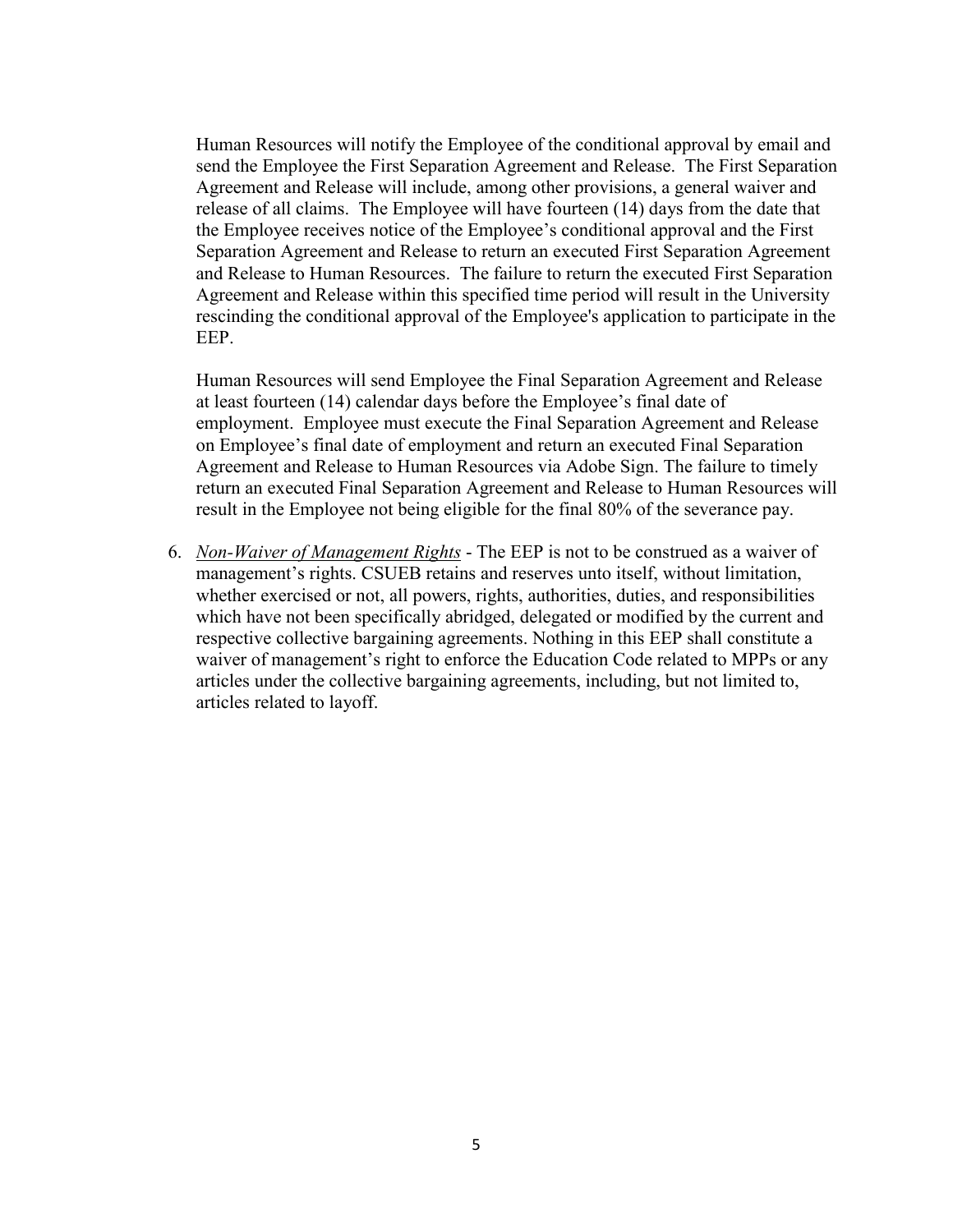Human Resources will notify the Employee of the conditional approval by email and send the Employee the First Separation Agreement and Release. The First Separation Agreement and Release will include, among other provisions, a general waiver and release of all claims. The Employee will have fourteen (14) days from the date that the Employee receives notice of the Employee's conditional approval and the First Separation Agreement and Release to return an executed First Separation Agreement and Release to Human Resources. The failure to return the executed First Separation Agreement and Release within this specified time period will result in the University rescinding the conditional approval of the Employee's application to participate in the EEP.

Human Resources will send Employee the Final Separation Agreement and Release at least fourteen (14) calendar days before the Employee's final date of employment. Employee must execute the Final Separation Agreement and Release on Employee's final date of employment and return an executed Final Separation Agreement and Release to Human Resources via Adobe Sign. The failure to timely return an executed Final Separation Agreement and Release to Human Resources will result in the Employee not being eligible for the final 80% of the severance pay.

6. *Non-Waiver of Management Rights* - The EEP is not to be construed as a waiver of management's rights. CSUEB retains and reserves unto itself, without limitation, whether exercised or not, all powers, rights, authorities, duties, and responsibilities which have not been specifically abridged, delegated or modified by the current and respective collective bargaining agreements. Nothing in this EEP shall constitute a waiver of management's right to enforce the Education Code related to MPPs or any articles under the collective bargaining agreements, including, but not limited to, articles related to layoff.